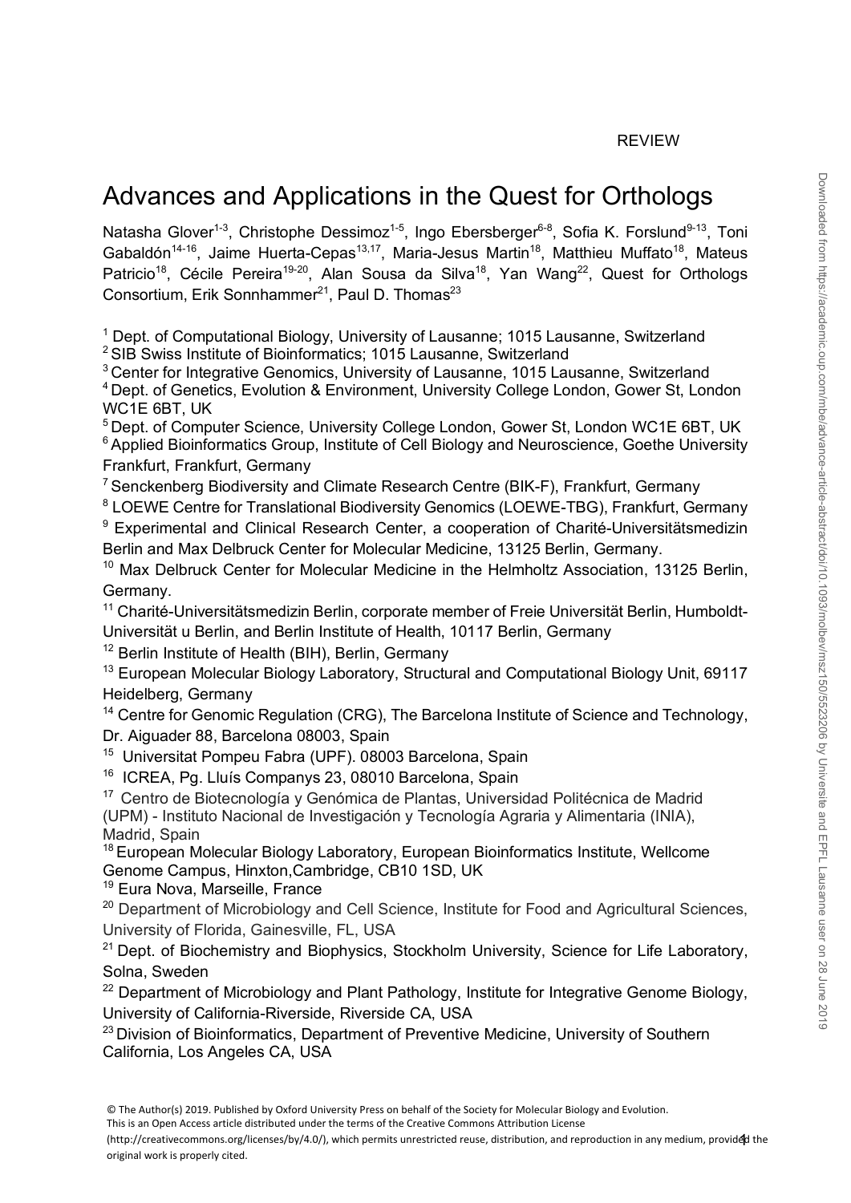REVIEW

# Advances and Applications in the Quest for Orthologs

Natasha Glover[1-3], Christophe Dessimoz[1-5], Ingo Ebersberger[6-8], Sofia K. Forslund[9-13], Toni Gabaldón[14-16], Jaime Huerta-Cepas[13,17], Maria-Jesus Martin[18], Matthieu Muffato[18], Mateus Patricio[18], Cécile Pereira[19-20], Alan Sousa da Silva[18], Yan Wang[22], Quest for Orthologs Consortium, Erik Sonnhammer[21], Paul D. Thomas[23]

[1] Dept. of Computational Biology, University of Lausanne; 1015 Lausanne, Switzerland
[2] SIB Swiss Institute of Bioinformatics; 1015 Lausanne, Switzerland
[3] Center for Integrative Genomics, University of Lausanne, 1015 Lausanne, Switzerland
[4] Dept. of Genetics, Evolution & Environment, University College London, Gower St, London WC1E 6BT, UK
[5] Dept. of Computer Science, University College London, Gower St, London WC1E 6BT, UK
[6] Applied Bioinformatics Group, Institute of Cell Biology and Neuroscience, Goethe University Frankfurt, Frankfurt, Germany
[7] Senckenberg Biodiversity and Climate Research Centre (BIK-F), Frankfurt, Germany
[8] LOEWE Centre for Translational Biodiversity Genomics (LOEWE-TBG), Frankfurt, Germany
[9] Experimental and Clinical Research Center, a cooperation of Charité-Universitätsmedizin Berlin and Max Delbruck Center for Molecular Medicine, 13125 Berlin, Germany.
[10] Max Delbruck Center for Molecular Medicine in the Helmholtz Association, 13125 Berlin, Germany.
[11] Charité-Universitätsmedizin Berlin, corporate member of Freie Universität Berlin, Humboldt-Universität u Berlin, and Berlin Institute of Health, 10117 Berlin, Germany
[12] Berlin Institute of Health (BIH), Berlin, Germany
[13] European Molecular Biology Laboratory, Structural and Computational Biology Unit, 69117 Heidelberg, Germany
[14] Centre for Genomic Regulation (CRG), The Barcelona Institute of Science and Technology, Dr. Aiguader 88, Barcelona 08003, Spain
[15] Universitat Pompeu Fabra (UPF). 08003 Barcelona, Spain
[16] ICREA, Pg. Lluís Companys 23, 08010 Barcelona, Spain
[17] Centro de Biotecnología y Genómica de Plantas, Universidad Politécnica de Madrid (UPM) - Instituto Nacional de Investigación y Tecnología Agraria y Alimentaria (INIA), Madrid, Spain
[18] European Molecular Biology Laboratory, European Bioinformatics Institute, Wellcome Genome Campus, Hinxton,Cambridge, CB10 1SD, UK
[19] Eura Nova, Marseille, France
[20] Department of Microbiology and Cell Science, Institute for Food and Agricultural Sciences, University of Florida, Gainesville, FL, USA
[21] Dept. of Biochemistry and Biophysics, Stockholm University, Science for Life Laboratory, Solna, Sweden
[22] Department of Microbiology and Plant Pathology, Institute for Integrative Genome Biology, University of California-Riverside, Riverside CA, USA
[23] Division of Bioinformatics, Department of Preventive Medicine, University of Southern California, Los Angeles CA, USA

© The Author(s) 2019. Published by Oxford University Press on behalf of the Society for Molecular Biology and Evolution.
This is an Open Access article distributed under the terms of the Creative Commons Attribution License (http://creativecommons.org/licenses/by/4.0/), which permits unrestricted reuse, distribution, and reproduction in any medium, provided the original work is properly cited.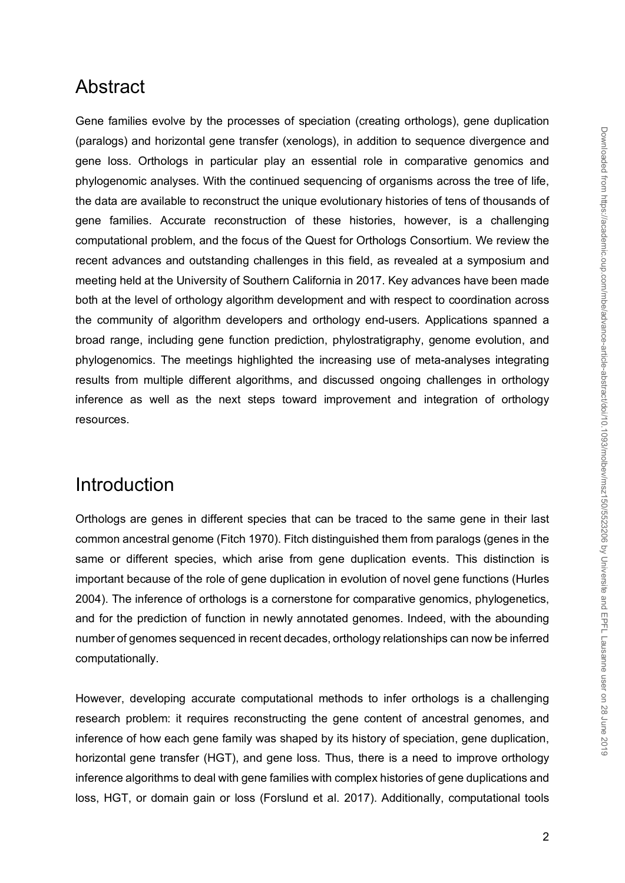## Abstract

Gene families evolve by the processes of speciation (creating orthologs), gene duplication (paralogs) and horizontal gene transfer (xenologs), in addition to sequence divergence and gene loss. Orthologs in particular play an essential role in comparative genomics and phylogenomic analyses. With the continued sequencing of organisms across the tree of life, the data are available to reconstruct the unique evolutionary histories of tens of thousands of gene families. Accurate reconstruction of these histories, however, is a challenging computational problem, and the focus of the Quest for Orthologs Consortium. We review the recent advances and outstanding challenges in this field, as revealed at a symposium and meeting held at the University of Southern California in 2017. Key advances have been made both at the level of orthology algorithm development and with respect to coordination across the community of algorithm developers and orthology end-users. Applications spanned a broad range, including gene function prediction, phylostratigraphy, genome evolution, and phylogenomics. The meetings highlighted the increasing use of meta-analyses integrating results from multiple different algorithms, and discussed ongoing challenges in orthology inference as well as the next steps toward improvement and integration of orthology resources.

## Introduction

Orthologs are genes in different species that can be traced to the same gene in their last common ancestral genome (Fitch 1970). Fitch distinguished them from paralogs (genes in the same or different species, which arise from gene duplication events. This distinction is important because of the role of gene duplication in evolution of novel gene functions (Hurles 2004). The inference of orthologs is a cornerstone for comparative genomics, phylogenetics, and for the prediction of function in newly annotated genomes. Indeed, with the abounding number of genomes sequenced in recent decades, orthology relationships can now be inferred computationally.

However, developing accurate computational methods to infer orthologs is a challenging research problem: it requires reconstructing the gene content of ancestral genomes, and inference of how each gene family was shaped by its history of speciation, gene duplication, horizontal gene transfer (HGT), and gene loss. Thus, there is a need to improve orthology inference algorithms to deal with gene families with complex histories of gene duplications and loss, HGT, or domain gain or loss (Forslund et al. 2017). Additionally, computational tools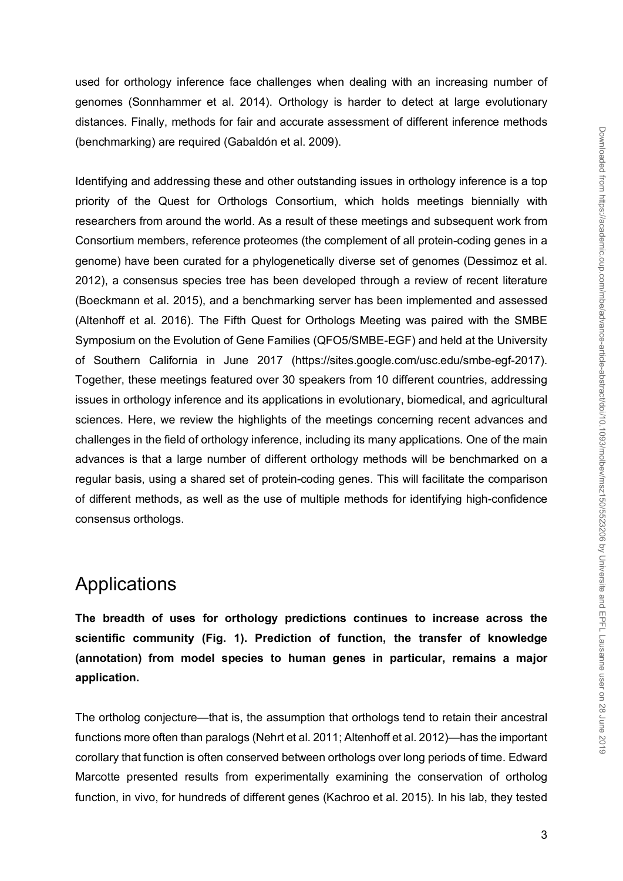used for orthology inference face challenges when dealing with an increasing number of genomes (Sonnhammer et al. 2014). Orthology is harder to detect at large evolutionary distances. Finally, methods for fair and accurate assessment of different inference methods (benchmarking) are required (Gabaldón et al. 2009).

Identifying and addressing these and other outstanding issues in orthology inference is a top priority of the Quest for Orthologs Consortium, which holds meetings biennially with researchers from around the world. As a result of these meetings and subsequent work from Consortium members, reference proteomes (the complement of all protein-coding genes in a genome) have been curated for a phylogenetically diverse set of genomes (Dessimoz et al. 2012), a consensus species tree has been developed through a review of recent literature (Boeckmann et al. 2015), and a benchmarking server has been implemented and assessed (Altenhoff et al. 2016). The Fifth Quest for Orthologs Meeting was paired with the SMBE Symposium on the Evolution of Gene Families (QFO5/SMBE-EGF) and held at the University of Southern California in June 2017 (https://sites.google.com/usc.edu/smbe-egf-2017). Together, these meetings featured over 30 speakers from 10 different countries, addressing issues in orthology inference and its applications in evolutionary, biomedical, and agricultural sciences. Here, we review the highlights of the meetings concerning recent advances and challenges in the field of orthology inference, including its many applications. One of the main advances is that a large number of different orthology methods will be benchmarked on a regular basis, using a shared set of protein-coding genes. This will facilitate the comparison of different methods, as well as the use of multiple methods for identifying high-confidence consensus orthologs.

# Applications

**The breadth of uses for orthology predictions continues to increase across the scientific community (Fig. 1). Prediction of function, the transfer of knowledge (annotation) from model species to human genes in particular, remains a major application.**

The ortholog conjecture—that is, the assumption that orthologs tend to retain their ancestral functions more often than paralogs (Nehrt et al. 2011; Altenhoff et al. 2012)—has the important corollary that function is often conserved between orthologs over long periods of time. Edward Marcotte presented results from experimentally examining the conservation of ortholog function, in vivo, for hundreds of different genes (Kachroo et al. 2015). In his lab, they tested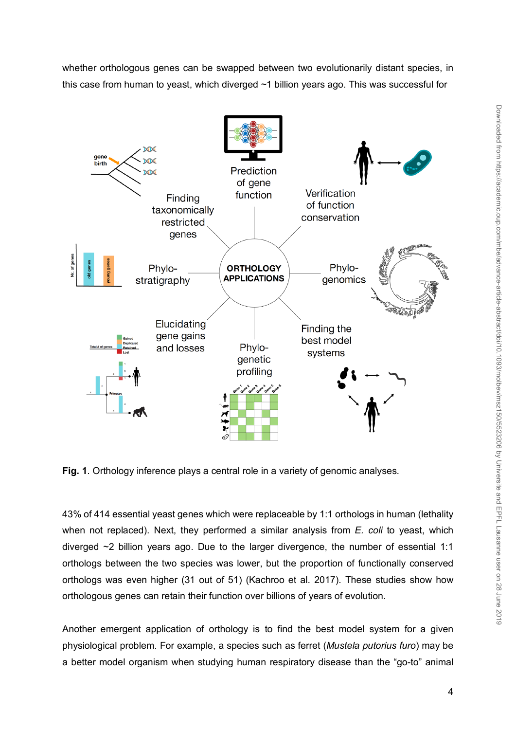whether orthologous genes can be swapped between two evolutionarily distant species, in this case from human to yeast, which diverged ~1 billion years ago. This was successful for

**Fig. 1**. Orthology inference plays a central role in a variety of genomic analyses.

43% of 414 essential yeast genes which were replaceable by 1:1 orthologs in human (lethality when not replaced). Next, they performed a similar analysis from *E. coli* to yeast, which diverged ~2 billion years ago. Due to the larger divergence, the number of essential 1:1 orthologs between the two species was lower, but the proportion of functionally conserved orthologs was even higher (31 out of 51) (Kachroo et al. 2017). These studies show how orthologous genes can retain their function over billions of years of evolution.

Another emergent application of orthology is to find the best model system for a given physiological problem. For example, a species such as ferret (*Mustela putorius furo*) may be a better model organism when studying human respiratory disease than the “go-to” animal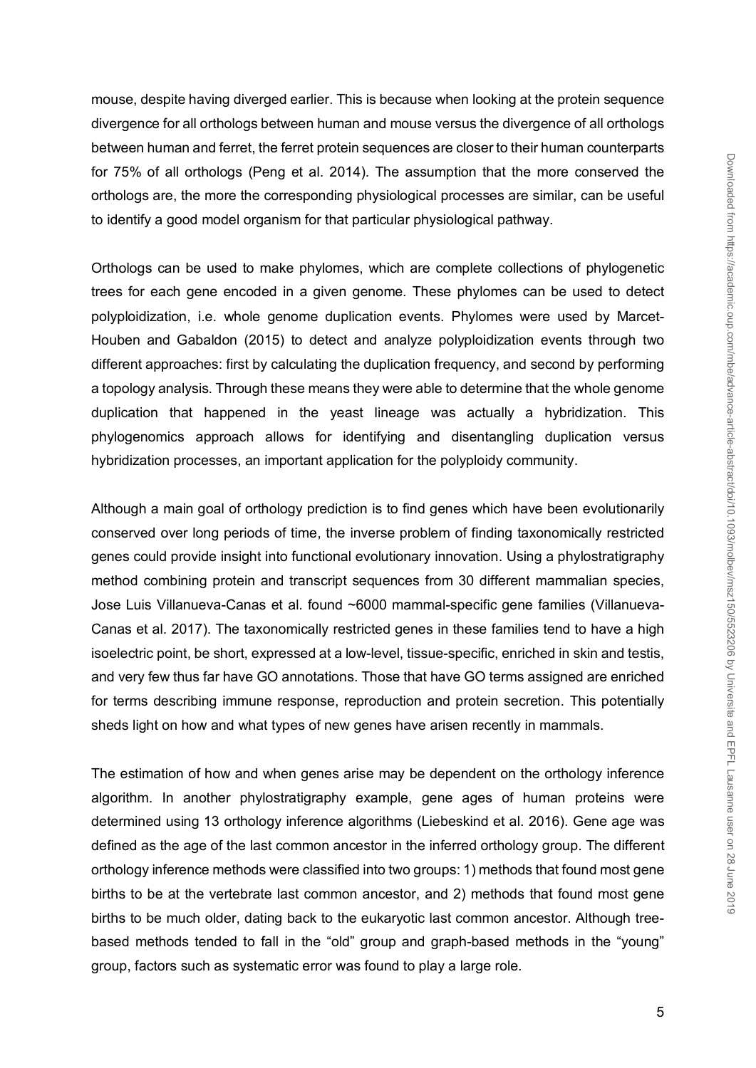mouse, despite having diverged earlier. This is because when looking at the protein sequence divergence for all orthologs between human and mouse versus the divergence of all orthologs between human and ferret, the ferret protein sequences are closer to their human counterparts for 75% of all orthologs (Peng et al. 2014). The assumption that the more conserved the orthologs are, the more the corresponding physiological processes are similar, can be useful to identify a good model organism for that particular physiological pathway.

Orthologs can be used to make phylomes, which are complete collections of phylogenetic trees for each gene encoded in a given genome. These phylomes can be used to detect polyploidization, i.e. whole genome duplication events. Phylomes were used by Marcet-Houben and Gabaldon (2015) to detect and analyze polyploidization events through two different approaches: first by calculating the duplication frequency, and second by performing a topology analysis. Through these means they were able to determine that the whole genome duplication that happened in the yeast lineage was actually a hybridization. This phylogenomics approach allows for identifying and disentangling duplication versus hybridization processes, an important application for the polyploidy community.

Although a main goal of orthology prediction is to find genes which have been evolutionarily conserved over long periods of time, the inverse problem of finding taxonomically restricted genes could provide insight into functional evolutionary innovation. Using a phylostratigraphy method combining protein and transcript sequences from 30 different mammalian species, Jose Luis Villanueva-Canas et al. found ~6000 mammal-specific gene families (Villanueva-Canas et al. 2017). The taxonomically restricted genes in these families tend to have a high isoelectric point, be short, expressed at a low-level, tissue-specific, enriched in skin and testis, and very few thus far have GO annotations. Those that have GO terms assigned are enriched for terms describing immune response, reproduction and protein secretion. This potentially sheds light on how and what types of new genes have arisen recently in mammals.

The estimation of how and when genes arise may be dependent on the orthology inference algorithm. In another phylostratigraphy example, gene ages of human proteins were determined using 13 orthology inference algorithms (Liebeskind et al. 2016). Gene age was defined as the age of the last common ancestor in the inferred orthology group. The different orthology inference methods were classified into two groups: 1) methods that found most gene births to be at the vertebrate last common ancestor, and 2) methods that found most gene births to be much older, dating back to the eukaryotic last common ancestor. Although tree-based methods tended to fall in the "old" group and graph-based methods in the "young" group, factors such as systematic error was found to play a large role.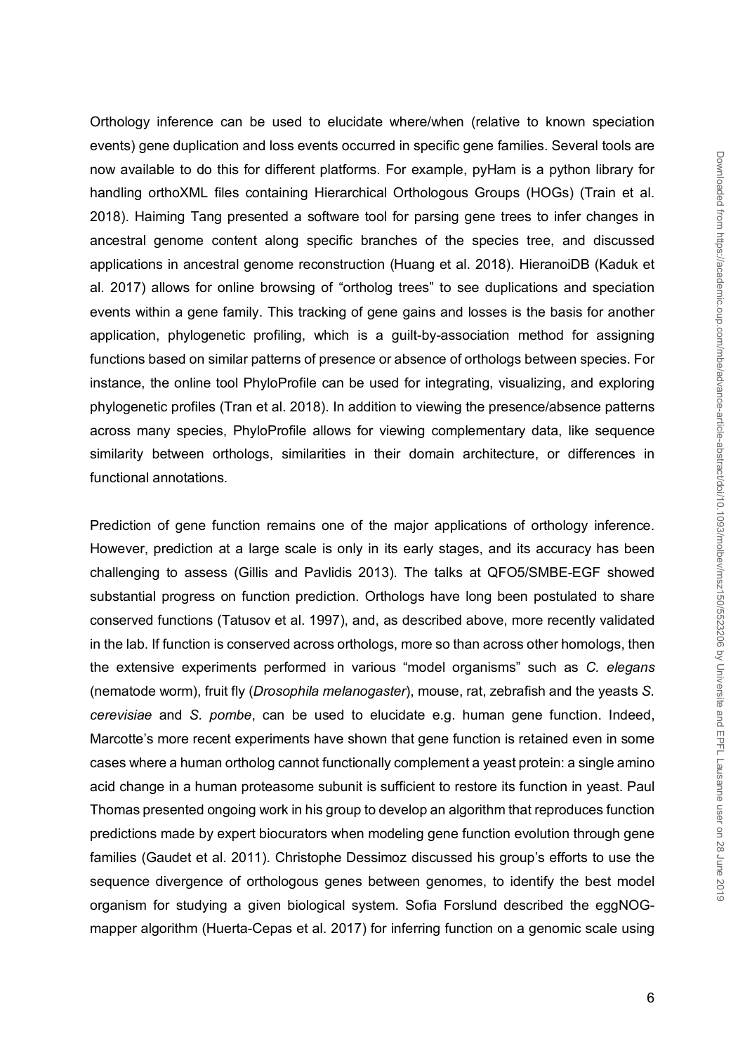Orthology inference can be used to elucidate where/when (relative to known speciation events) gene duplication and loss events occurred in specific gene families. Several tools are now available to do this for different platforms. For example, pyHam is a python library for handling orthoXML files containing Hierarchical Orthologous Groups (HOGs) (Train et al. 2018). Haiming Tang presented a software tool for parsing gene trees to infer changes in ancestral genome content along specific branches of the species tree, and discussed applications in ancestral genome reconstruction (Huang et al. 2018). HieranoiDB (Kaduk et al. 2017) allows for online browsing of "ortholog trees" to see duplications and speciation events within a gene family. This tracking of gene gains and losses is the basis for another application, phylogenetic profiling, which is a guilt-by-association method for assigning functions based on similar patterns of presence or absence of orthologs between species. For instance, the online tool PhyloProfile can be used for integrating, visualizing, and exploring phylogenetic profiles (Tran et al. 2018). In addition to viewing the presence/absence patterns across many species, PhyloProfile allows for viewing complementary data, like sequence similarity between orthologs, similarities in their domain architecture, or differences in functional annotations.

Prediction of gene function remains one of the major applications of orthology inference. However, prediction at a large scale is only in its early stages, and its accuracy has been challenging to assess (Gillis and Pavlidis 2013). The talks at QFO5/SMBE-EGF showed substantial progress on function prediction. Orthologs have long been postulated to share conserved functions (Tatusov et al. 1997), and, as described above, more recently validated in the lab. If function is conserved across orthologs, more so than across other homologs, then the extensive experiments performed in various "model organisms" such as *C. elegans* (nematode worm), fruit fly (*Drosophila melanogaster*), mouse, rat, zebrafish and the yeasts *S. cerevisiae* and *S. pombe*, can be used to elucidate e.g. human gene function. Indeed, Marcotte's more recent experiments have shown that gene function is retained even in some cases where a human ortholog cannot functionally complement a yeast protein: a single amino acid change in a human proteasome subunit is sufficient to restore its function in yeast. Paul Thomas presented ongoing work in his group to develop an algorithm that reproduces function predictions made by expert biocurators when modeling gene function evolution through gene families (Gaudet et al. 2011). Christophe Dessimoz discussed his group's efforts to use the sequence divergence of orthologous genes between genomes, to identify the best model organism for studying a given biological system. Sofia Forslund described the eggNOG-mapper algorithm (Huerta-Cepas et al. 2017) for inferring function on a genomic scale using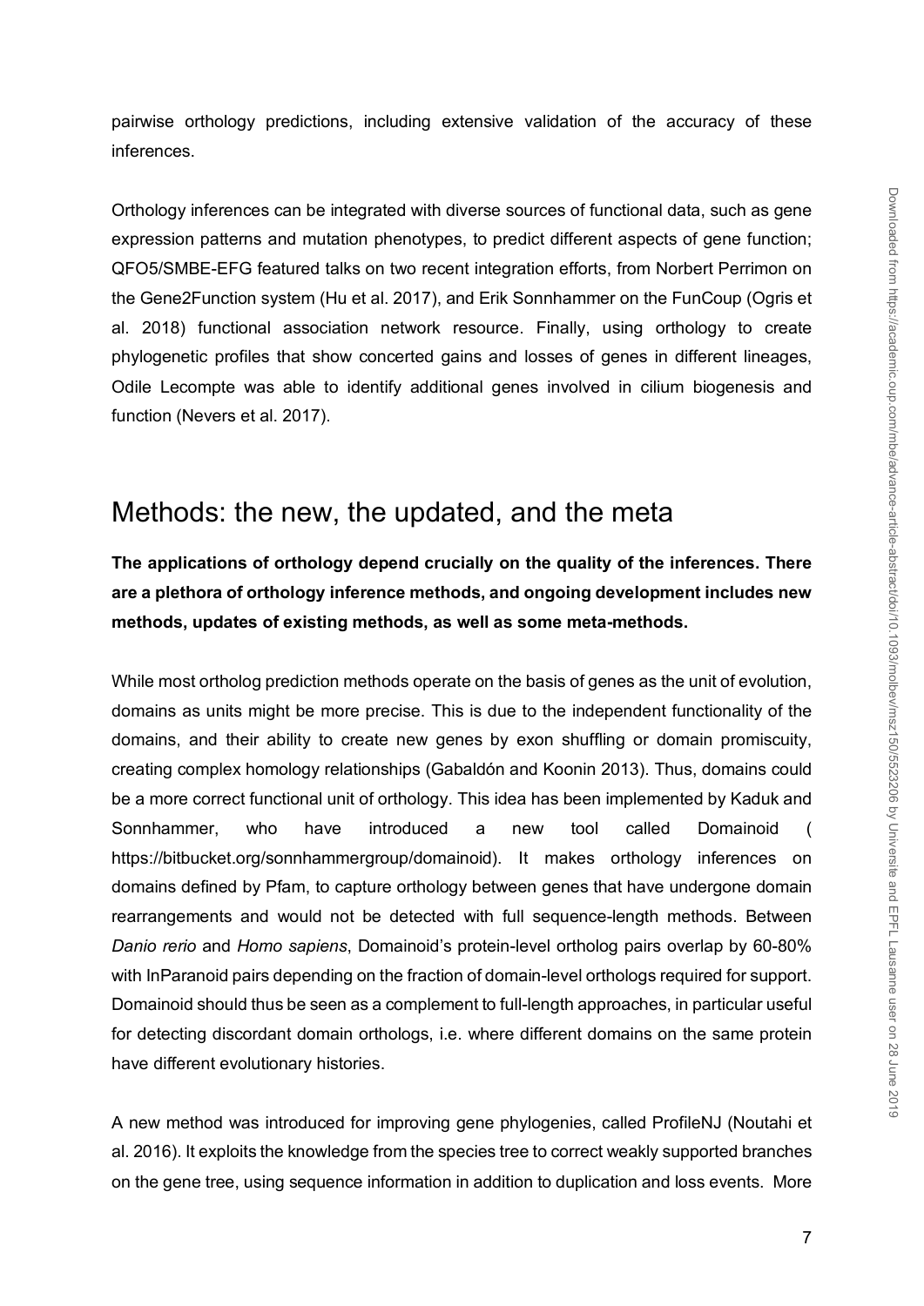pairwise orthology predictions, including extensive validation of the accuracy of these inferences.

Orthology inferences can be integrated with diverse sources of functional data, such as gene expression patterns and mutation phenotypes, to predict different aspects of gene function; QFO5/SMBE-EFG featured talks on two recent integration efforts, from Norbert Perrimon on the Gene2Function system (Hu et al. 2017), and Erik Sonnhammer on the FunCoup (Ogris et al. 2018) functional association network resource. Finally, using orthology to create phylogenetic profiles that show concerted gains and losses of genes in different lineages, Odile Lecompte was able to identify additional genes involved in cilium biogenesis and function (Nevers et al. 2017).

## Methods: the new, the updated, and the meta

**The applications of orthology depend crucially on the quality of the inferences. There are a plethora of orthology inference methods, and ongoing development includes new methods, updates of existing methods, as well as some meta-methods.**

While most ortholog prediction methods operate on the basis of genes as the unit of evolution, domains as units might be more precise. This is due to the independent functionality of the domains, and their ability to create new genes by exon shuffling or domain promiscuity, creating complex homology relationships (Gabaldón and Koonin 2013). Thus, domains could be a more correct functional unit of orthology. This idea has been implemented by Kaduk and Sonnhammer, who have introduced a new tool called Domainoid ( https://bitbucket.org/sonnhammergroup/domainoid). It makes orthology inferences on domains defined by Pfam, to capture orthology between genes that have undergone domain rearrangements and would not be detected with full sequence-length methods. Between *Danio rerio* and *Homo sapiens*, Domainoid's protein-level ortholog pairs overlap by 60-80% with InParanoid pairs depending on the fraction of domain-level orthologs required for support. Domainoid should thus be seen as a complement to full-length approaches, in particular useful for detecting discordant domain orthologs, i.e. where different domains on the same protein have different evolutionary histories.

A new method was introduced for improving gene phylogenies, called ProfileNJ (Noutahi et al. 2016). It exploits the knowledge from the species tree to correct weakly supported branches on the gene tree, using sequence information in addition to duplication and loss events. More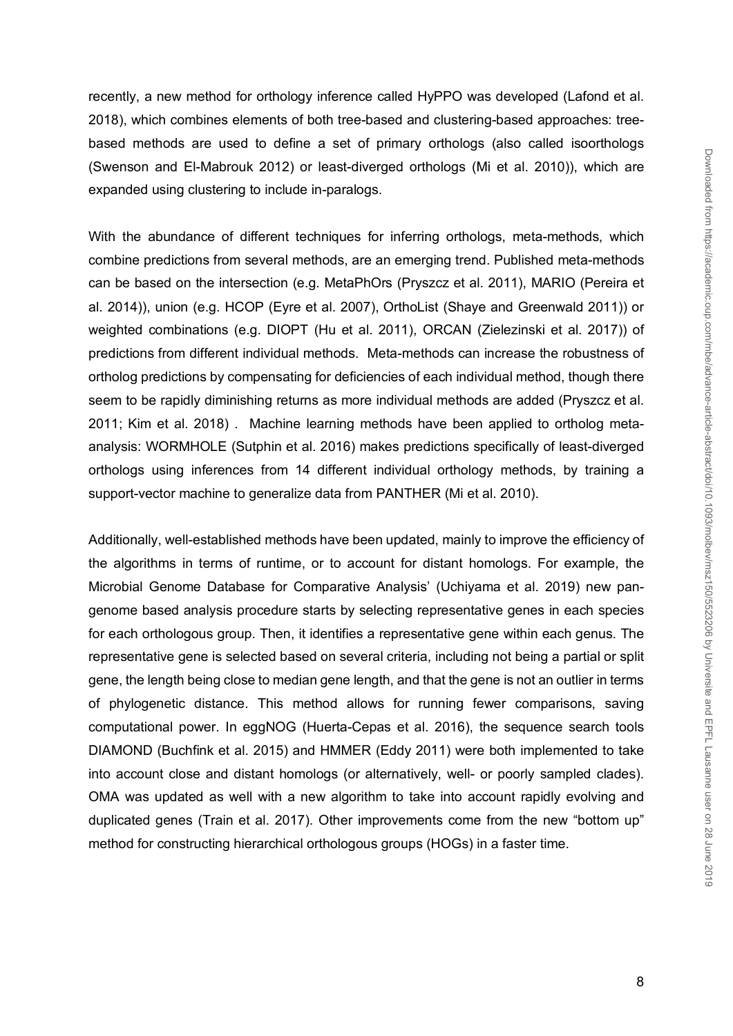recently, a new method for orthology inference called HyPPO was developed (Lafond et al. 2018), which combines elements of both tree-based and clustering-based approaches: tree-based methods are used to define a set of primary orthologs (also called isoorthologs (Swenson and El-Mabrouk 2012) or least-diverged orthologs (Mi et al. 2010)), which are expanded using clustering to include in-paralogs.

With the abundance of different techniques for inferring orthologs, meta-methods, which combine predictions from several methods, are an emerging trend. Published meta-methods can be based on the intersection (e.g. MetaPhOrs (Pryszcz et al. 2011), MARIO (Pereira et al. 2014)), union (e.g. HCOP (Eyre et al. 2007), OrthoList (Shaye and Greenwald 2011)) or weighted combinations (e.g. DIOPT (Hu et al. 2011), ORCAN (Zielezinski et al. 2017)) of predictions from different individual methods. Meta-methods can increase the robustness of ortholog predictions by compensating for deficiencies of each individual method, though there seem to be rapidly diminishing returns as more individual methods are added (Pryszcz et al. 2011; Kim et al. 2018) . Machine learning methods have been applied to ortholog meta-analysis: WORMHOLE (Sutphin et al. 2016) makes predictions specifically of least-diverged orthologs using inferences from 14 different individual orthology methods, by training a support-vector machine to generalize data from PANTHER (Mi et al. 2010).

Additionally, well-established methods have been updated, mainly to improve the efficiency of the algorithms in terms of runtime, or to account for distant homologs. For example, the Microbial Genome Database for Comparative Analysis' (Uchiyama et al. 2019) new pan-genome based analysis procedure starts by selecting representative genes in each species for each orthologous group. Then, it identifies a representative gene within each genus. The representative gene is selected based on several criteria, including not being a partial or split gene, the length being close to median gene length, and that the gene is not an outlier in terms of phylogenetic distance. This method allows for running fewer comparisons, saving computational power. In eggNOG (Huerta-Cepas et al. 2016), the sequence search tools DIAMOND (Buchfink et al. 2015) and HMMER (Eddy 2011) were both implemented to take into account close and distant homologs (or alternatively, well- or poorly sampled clades). OMA was updated as well with a new algorithm to take into account rapidly evolving and duplicated genes (Train et al. 2017). Other improvements come from the new "bottom up" method for constructing hierarchical orthologous groups (HOGs) in a faster time.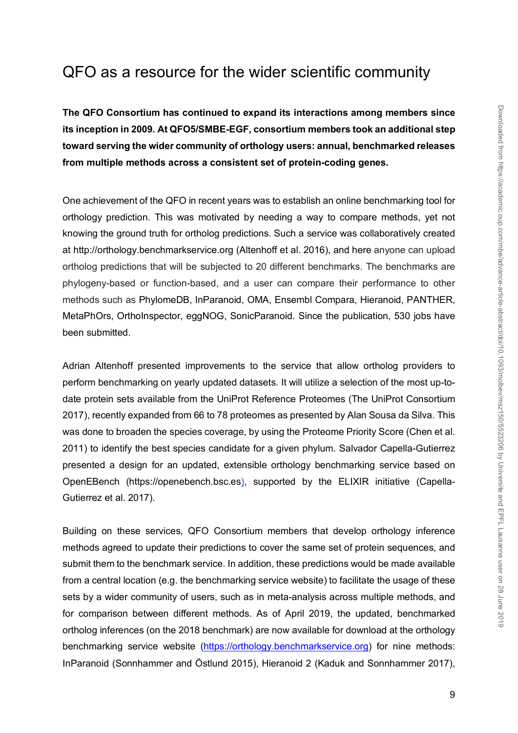## QFO as a resource for the wider scientific community

**The QFO Consortium has continued to expand its interactions among members since its inception in 2009. At QFO5/SMBE-EGF, consortium members took an additional step toward serving the wider community of orthology users: annual, benchmarked releases from multiple methods across a consistent set of protein-coding genes.**

One achievement of the QFO in recent years was to establish an online benchmarking tool for orthology prediction. This was motivated by needing a way to compare methods, yet not knowing the ground truth for ortholog predictions. Such a service was collaboratively created at http://orthology.benchmarkservice.org (Altenhoff et al. 2016), and here anyone can upload ortholog predictions that will be subjected to 20 different benchmarks. The benchmarks are phylogeny-based or function-based, and a user can compare their performance to other methods such as PhylomeDB, InParanoid, OMA, Ensembl Compara, Hieranoid, PANTHER, MetaPhOrs, OrthoInspector, eggNOG, SonicParanoid. Since the publication, 530 jobs have been submitted.

Adrian Altenhoff presented improvements to the service that allow ortholog providers to perform benchmarking on yearly updated datasets. It will utilize a selection of the most up-to-date protein sets available from the UniProt Reference Proteomes (The UniProt Consortium 2017), recently expanded from 66 to 78 proteomes as presented by Alan Sousa da Silva. This was done to broaden the species coverage, by using the Proteome Priority Score (Chen et al. 2011) to identify the best species candidate for a given phylum. Salvador Capella-Gutierrez presented a design for an updated, extensible orthology benchmarking service based on OpenEBench (https://openebench.bsc.es), supported by the ELIXIR initiative (Capella-Gutierrez et al. 2017).

Building on these services, QFO Consortium members that develop orthology inference methods agreed to update their predictions to cover the same set of protein sequences, and submit them to the benchmark service. In addition, these predictions would be made available from a central location (e.g. the benchmarking service website) to facilitate the usage of these sets by a wider community of users, such as in meta-analysis across multiple methods, and for comparison between different methods. As of April 2019, the updated, benchmarked ortholog inferences (on the 2018 benchmark) are now available for download at the orthology benchmarking service website (https://orthology.benchmarkservice.org) for nine methods: InParanoid (Sonnhammer and Östlund 2015), Hieranoid 2 (Kaduk and Sonnhammer 2017),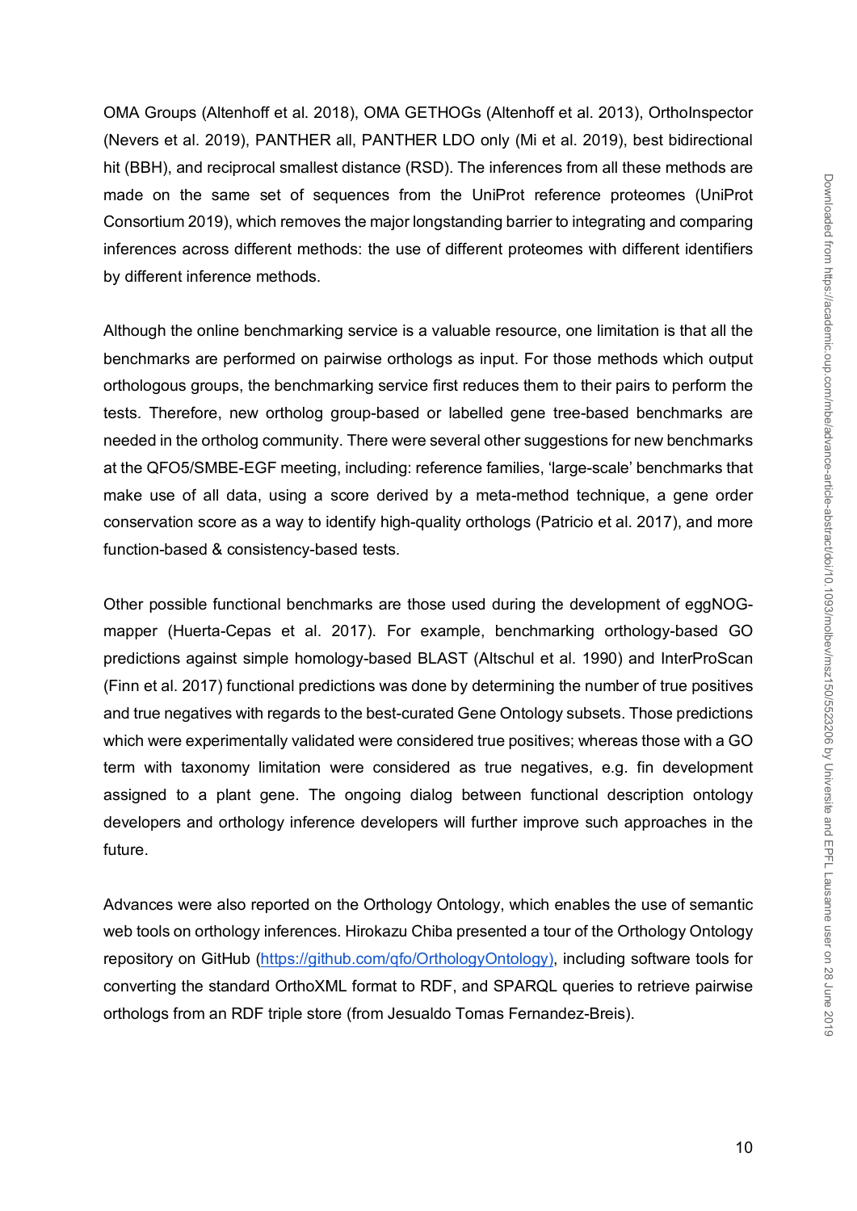OMA Groups (Altenhoff et al. 2018), OMA GETHOGs (Altenhoff et al. 2013), OrthoInspector (Nevers et al. 2019), PANTHER all, PANTHER LDO only (Mi et al. 2019), best bidirectional hit (BBH), and reciprocal smallest distance (RSD). The inferences from all these methods are made on the same set of sequences from the UniProt reference proteomes (UniProt Consortium 2019), which removes the major longstanding barrier to integrating and comparing inferences across different methods: the use of different proteomes with different identifiers by different inference methods.

Although the online benchmarking service is a valuable resource, one limitation is that all the benchmarks are performed on pairwise orthologs as input. For those methods which output orthologous groups, the benchmarking service first reduces them to their pairs to perform the tests. Therefore, new ortholog group-based or labelled gene tree-based benchmarks are needed in the ortholog community. There were several other suggestions for new benchmarks at the QFO5/SMBE-EGF meeting, including: reference families, 'large-scale' benchmarks that make use of all data, using a score derived by a meta-method technique, a gene order conservation score as a way to identify high-quality orthologs (Patricio et al. 2017), and more function-based & consistency-based tests.

Other possible functional benchmarks are those used during the development of eggNOG-mapper (Huerta-Cepas et al. 2017). For example, benchmarking orthology-based GO predictions against simple homology-based BLAST (Altschul et al. 1990) and InterProScan (Finn et al. 2017) functional predictions was done by determining the number of true positives and true negatives with regards to the best-curated Gene Ontology subsets. Those predictions which were experimentally validated were considered true positives; whereas those with a GO term with taxonomy limitation were considered as true negatives, e.g. fin development assigned to a plant gene. The ongoing dialog between functional description ontology developers and orthology inference developers will further improve such approaches in the future.

Advances were also reported on the Orthology Ontology, which enables the use of semantic web tools on orthology inferences. Hirokazu Chiba presented a tour of the Orthology Ontology repository on GitHub (https://github.com/qfo/OrthologyOntology), including software tools for converting the standard OrthoXML format to RDF, and SPARQL queries to retrieve pairwise orthologs from an RDF triple store (from Jesualdo Tomas Fernandez-Breis).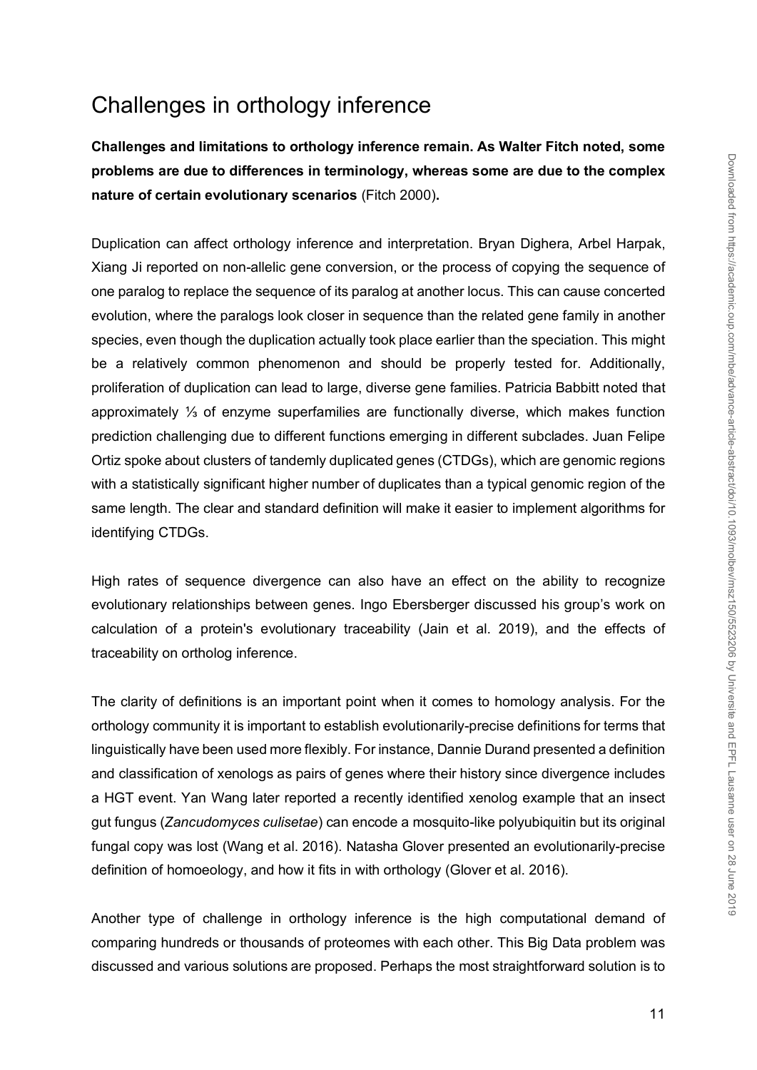## Challenges in orthology inference

**Challenges and limitations to orthology inference remain. As Walter Fitch noted, some problems are due to differences in terminology, whereas some are due to the complex nature of certain evolutionary scenarios** (Fitch 2000)**.**

Duplication can affect orthology inference and interpretation. Bryan Dighera, Arbel Harpak, Xiang Ji reported on non-allelic gene conversion, or the process of copying the sequence of one paralog to replace the sequence of its paralog at another locus. This can cause concerted evolution, where the paralogs look closer in sequence than the related gene family in another species, even though the duplication actually took place earlier than the speciation. This might be a relatively common phenomenon and should be properly tested for. Additionally, proliferation of duplication can lead to large, diverse gene families. Patricia Babbitt noted that approximately ⅓ of enzyme superfamilies are functionally diverse, which makes function prediction challenging due to different functions emerging in different subclades. Juan Felipe Ortiz spoke about clusters of tandemly duplicated genes (CTDGs), which are genomic regions with a statistically significant higher number of duplicates than a typical genomic region of the same length. The clear and standard definition will make it easier to implement algorithms for identifying CTDGs.

High rates of sequence divergence can also have an effect on the ability to recognize evolutionary relationships between genes. Ingo Ebersberger discussed his group's work on calculation of a protein's evolutionary traceability (Jain et al. 2019), and the effects of traceability on ortholog inference.

The clarity of definitions is an important point when it comes to homology analysis. For the orthology community it is important to establish evolutionarily-precise definitions for terms that linguistically have been used more flexibly. For instance, Dannie Durand presented a definition and classification of xenologs as pairs of genes where their history since divergence includes a HGT event. Yan Wang later reported a recently identified xenolog example that an insect gut fungus (*Zancudomyces culisetae*) can encode a mosquito-like polyubiquitin but its original fungal copy was lost (Wang et al. 2016). Natasha Glover presented an evolutionarily-precise definition of homoeology, and how it fits in with orthology (Glover et al. 2016).

Another type of challenge in orthology inference is the high computational demand of comparing hundreds or thousands of proteomes with each other. This Big Data problem was discussed and various solutions are proposed. Perhaps the most straightforward solution is to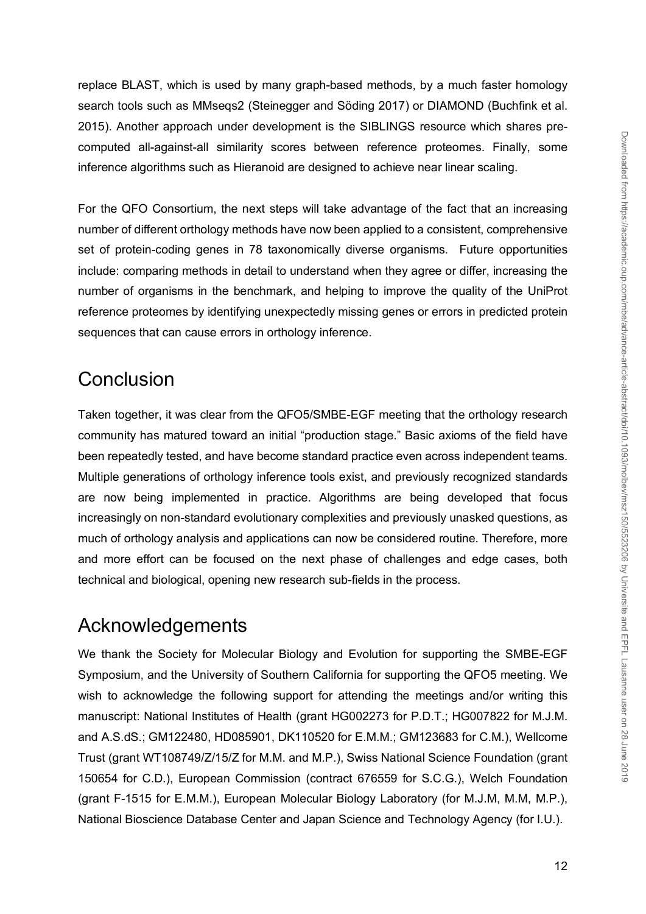replace BLAST, which is used by many graph-based methods, by a much faster homology search tools such as MMseqs2 (Steinegger and Söding 2017) or DIAMOND (Buchfink et al. 2015). Another approach under development is the SIBLINGS resource which shares pre-computed all-against-all similarity scores between reference proteomes. Finally, some inference algorithms such as Hieranoid are designed to achieve near linear scaling.

For the QFO Consortium, the next steps will take advantage of the fact that an increasing number of different orthology methods have now been applied to a consistent, comprehensive set of protein-coding genes in 78 taxonomically diverse organisms. Future opportunities include: comparing methods in detail to understand when they agree or differ, increasing the number of organisms in the benchmark, and helping to improve the quality of the UniProt reference proteomes by identifying unexpectedly missing genes or errors in predicted protein sequences that can cause errors in orthology inference.

# Conclusion

Taken together, it was clear from the QFO5/SMBE-EGF meeting that the orthology research community has matured toward an initial "production stage." Basic axioms of the field have been repeatedly tested, and have become standard practice even across independent teams. Multiple generations of orthology inference tools exist, and previously recognized standards are now being implemented in practice. Algorithms are being developed that focus increasingly on non-standard evolutionary complexities and previously unasked questions, as much of orthology analysis and applications can now be considered routine. Therefore, more and more effort can be focused on the next phase of challenges and edge cases, both technical and biological, opening new research sub-fields in the process.

# Acknowledgements

We thank the Society for Molecular Biology and Evolution for supporting the SMBE-EGF Symposium, and the University of Southern California for supporting the QFO5 meeting. We wish to acknowledge the following support for attending the meetings and/or writing this manuscript: National Institutes of Health (grant HG002273 for P.D.T.; HG007822 for M.J.M. and A.S.dS.; GM122480, HD085901, DK110520 for E.M.M.; GM123683 for C.M.), Wellcome Trust (grant WT108749/Z/15/Z for M.M. and M.P.), Swiss National Science Foundation (grant 150654 for C.D.), European Commission (contract 676559 for S.C.G.), Welch Foundation (grant F-1515 for E.M.M.), European Molecular Biology Laboratory (for M.J.M, M.M, M.P.), National Bioscience Database Center and Japan Science and Technology Agency (for I.U.).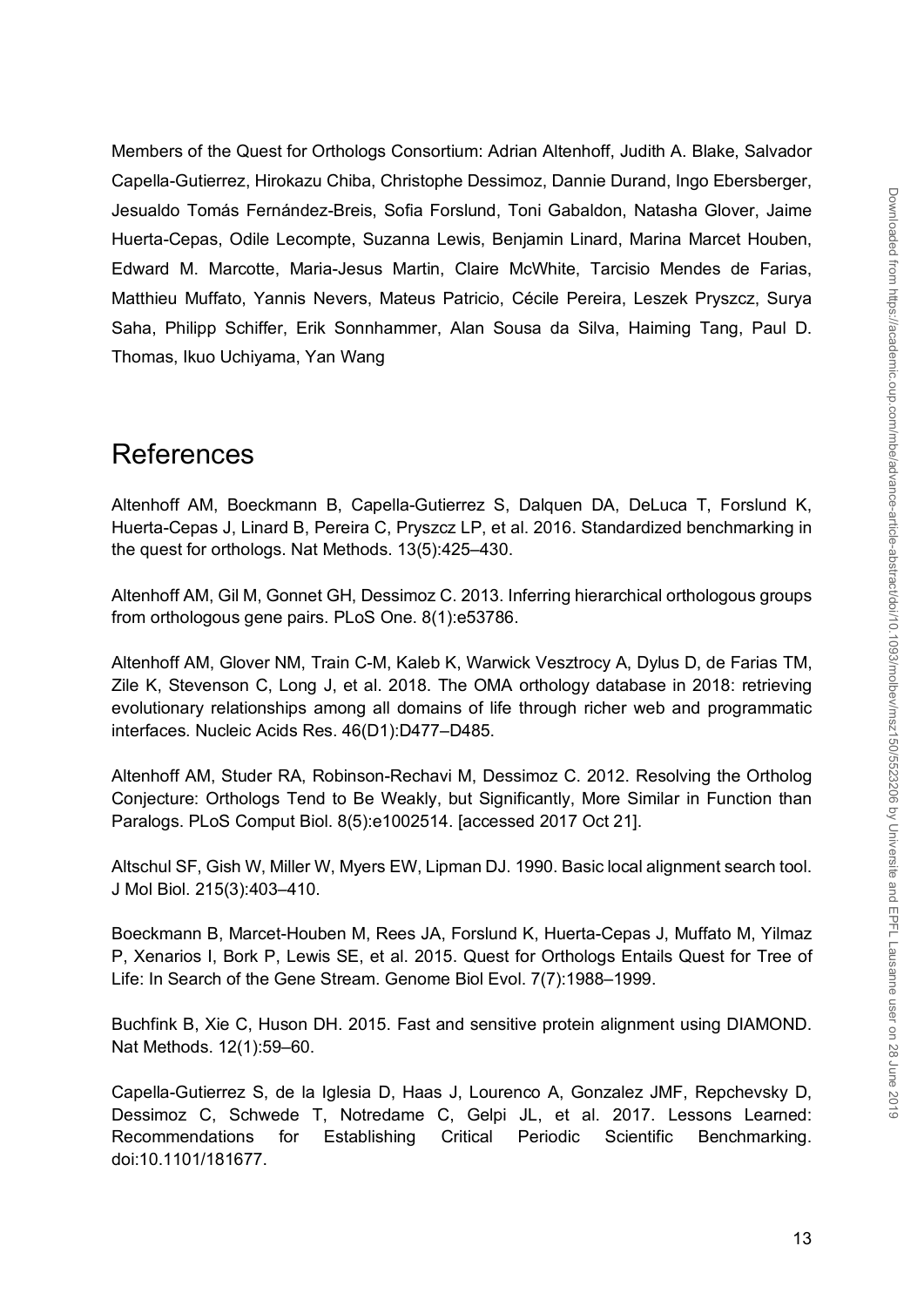Members of the Quest for Orthologs Consortium: Adrian Altenhoff, Judith A. Blake, Salvador Capella-Gutierrez, Hirokazu Chiba, Christophe Dessimoz, Dannie Durand, Ingo Ebersberger, Jesualdo Tomás Fernández-Breis, Sofia Forslund, Toni Gabaldon, Natasha Glover, Jaime Huerta-Cepas, Odile Lecompte, Suzanna Lewis, Benjamin Linard, Marina Marcet Houben, Edward M. Marcotte, Maria-Jesus Martin, Claire McWhite, Tarcisio Mendes de Farias, Matthieu Muffato, Yannis Nevers, Mateus Patricio, Cécile Pereira, Leszek Pryszcz, Surya Saha, Philipp Schiffer, Erik Sonnhammer, Alan Sousa da Silva, Haiming Tang, Paul D. Thomas, Ikuo Uchiyama, Yan Wang

# References

Altenhoff AM, Boeckmann B, Capella-Gutierrez S, Dalquen DA, DeLuca T, Forslund K, Huerta-Cepas J, Linard B, Pereira C, Pryszcz LP, et al. 2016. Standardized benchmarking in the quest for orthologs. Nat Methods. 13(5):425–430.

Altenhoff AM, Gil M, Gonnet GH, Dessimoz C. 2013. Inferring hierarchical orthologous groups from orthologous gene pairs. PLoS One. 8(1):e53786.

Altenhoff AM, Glover NM, Train C-M, Kaleb K, Warwick Vesztrocy A, Dylus D, de Farias TM, Zile K, Stevenson C, Long J, et al. 2018. The OMA orthology database in 2018: retrieving evolutionary relationships among all domains of life through richer web and programmatic interfaces. Nucleic Acids Res. 46(D1):D477–D485.

Altenhoff AM, Studer RA, Robinson-Rechavi M, Dessimoz C. 2012. Resolving the Ortholog Conjecture: Orthologs Tend to Be Weakly, but Significantly, More Similar in Function than Paralogs. PLoS Comput Biol. 8(5):e1002514. [accessed 2017 Oct 21].

Altschul SF, Gish W, Miller W, Myers EW, Lipman DJ. 1990. Basic local alignment search tool. J Mol Biol. 215(3):403–410.

Boeckmann B, Marcet-Houben M, Rees JA, Forslund K, Huerta-Cepas J, Muffato M, Yilmaz P, Xenarios I, Bork P, Lewis SE, et al. 2015. Quest for Orthologs Entails Quest for Tree of Life: In Search of the Gene Stream. Genome Biol Evol. 7(7):1988–1999.

Buchfink B, Xie C, Huson DH. 2015. Fast and sensitive protein alignment using DIAMOND. Nat Methods. 12(1):59–60.

Capella-Gutierrez S, de la Iglesia D, Haas J, Lourenco A, Gonzalez JMF, Repchevsky D, Dessimoz C, Schwede T, Notredame C, Gelpi JL, et al. 2017. Lessons Learned: Recommendations for Establishing Critical Periodic Scientific Benchmarking. doi:10.1101/181677.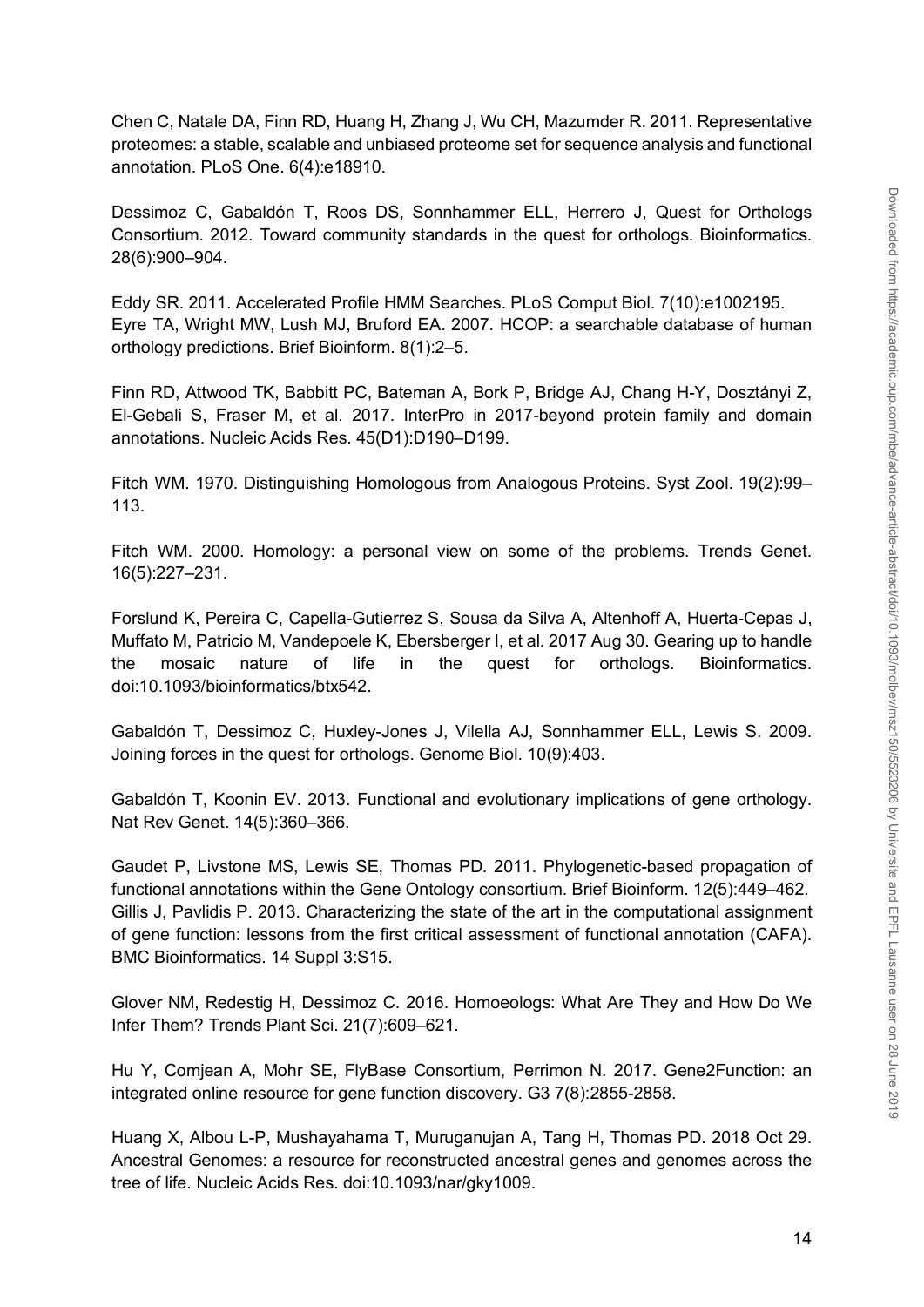Chen C, Natale DA, Finn RD, Huang H, Zhang J, Wu CH, Mazumder R. 2011. Representative proteomes: a stable, scalable and unbiased proteome set for sequence analysis and functional annotation. PLoS One. 6(4):e18910.

Dessimoz C, Gabaldón T, Roos DS, Sonnhammer ELL, Herrero J, Quest for Orthologs Consortium. 2012. Toward community standards in the quest for orthologs. Bioinformatics. 28(6):900–904.

Eddy SR. 2011. Accelerated Profile HMM Searches. PLoS Comput Biol. 7(10):e1002195.

Eyre TA, Wright MW, Lush MJ, Bruford EA. 2007. HCOP: a searchable database of human orthology predictions. Brief Bioinform. 8(1):2–5.

Finn RD, Attwood TK, Babbitt PC, Bateman A, Bork P, Bridge AJ, Chang H-Y, Dosztányi Z, El-Gebali S, Fraser M, et al. 2017. InterPro in 2017-beyond protein family and domain annotations. Nucleic Acids Res. 45(D1):D190–D199.

Fitch WM. 1970. Distinguishing Homologous from Analogous Proteins. Syst Zool. 19(2):99–113.

Fitch WM. 2000. Homology: a personal view on some of the problems. Trends Genet. 16(5):227–231.

Forslund K, Pereira C, Capella-Gutierrez S, Sousa da Silva A, Altenhoff A, Huerta-Cepas J, Muffato M, Patricio M, Vandepoele K, Ebersberger I, et al. 2017 Aug 30. Gearing up to handle the mosaic nature of life in the quest for orthologs. Bioinformatics. doi:10.1093/bioinformatics/btx542.

Gabaldón T, Dessimoz C, Huxley-Jones J, Vilella AJ, Sonnhammer ELL, Lewis S. 2009. Joining forces in the quest for orthologs. Genome Biol. 10(9):403.

Gabaldón T, Koonin EV. 2013. Functional and evolutionary implications of gene orthology. Nat Rev Genet. 14(5):360–366.

Gaudet P, Livstone MS, Lewis SE, Thomas PD. 2011. Phylogenetic-based propagation of functional annotations within the Gene Ontology consortium. Brief Bioinform. 12(5):449–462.

Gillis J, Pavlidis P. 2013. Characterizing the state of the art in the computational assignment of gene function: lessons from the first critical assessment of functional annotation (CAFA). BMC Bioinformatics. 14 Suppl 3:S15.

Glover NM, Redestig H, Dessimoz C. 2016. Homoeologs: What Are They and How Do We Infer Them? Trends Plant Sci. 21(7):609–621.

Hu Y, Comjean A, Mohr SE, FlyBase Consortium, Perrimon N. 2017. Gene2Function: an integrated online resource for gene function discovery. G3 7(8):2855-2858.

Huang X, Albou L-P, Mushayahama T, Muruganujan A, Tang H, Thomas PD. 2018 Oct 29. Ancestral Genomes: a resource for reconstructed ancestral genes and genomes across the tree of life. Nucleic Acids Res. doi:10.1093/nar/gky1009.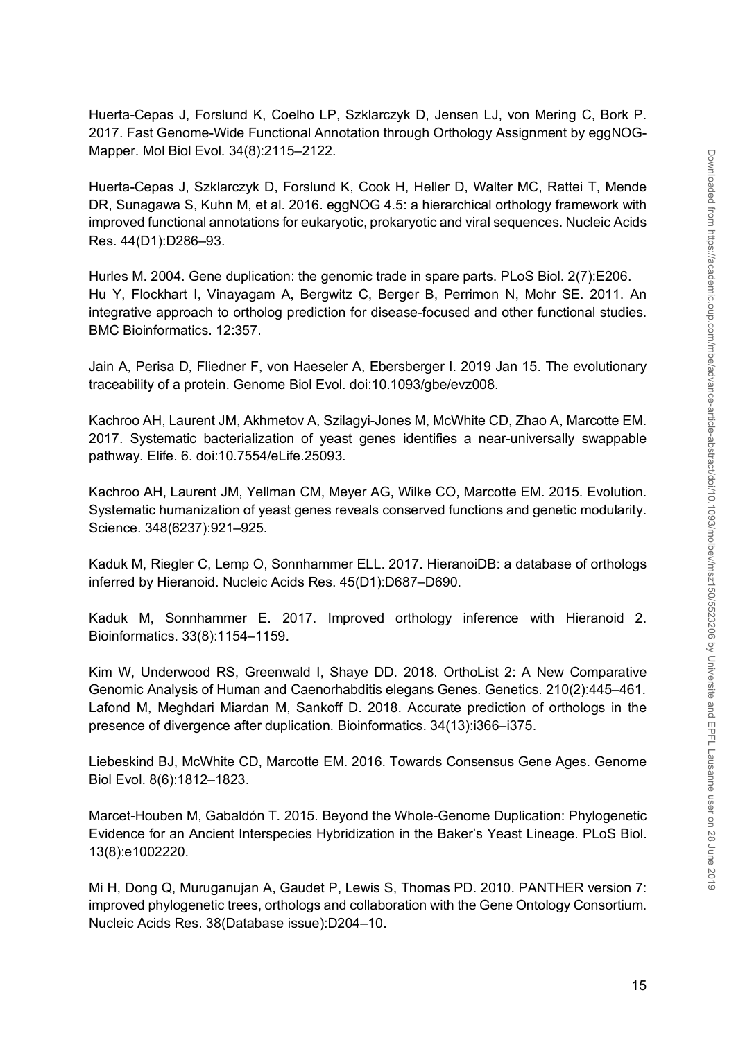Huerta-Cepas J, Forslund K, Coelho LP, Szklarczyk D, Jensen LJ, von Mering C, Bork P. 2017. Fast Genome-Wide Functional Annotation through Orthology Assignment by eggNOG-Mapper. Mol Biol Evol. 34(8):2115–2122.

Huerta-Cepas J, Szklarczyk D, Forslund K, Cook H, Heller D, Walter MC, Rattei T, Mende DR, Sunagawa S, Kuhn M, et al. 2016. eggNOG 4.5: a hierarchical orthology framework with improved functional annotations for eukaryotic, prokaryotic and viral sequences. Nucleic Acids Res. 44(D1):D286–93.

Hurles M. 2004. Gene duplication: the genomic trade in spare parts. PLoS Biol. 2(7):E206.

Hu Y, Flockhart I, Vinayagam A, Bergwitz C, Berger B, Perrimon N, Mohr SE. 2011. An integrative approach to ortholog prediction for disease-focused and other functional studies. BMC Bioinformatics. 12:357.

Jain A, Perisa D, Fliedner F, von Haeseler A, Ebersberger I. 2019 Jan 15. The evolutionary traceability of a protein. Genome Biol Evol. doi:10.1093/gbe/evz008.

Kachroo AH, Laurent JM, Akhmetov A, Szilagyi-Jones M, McWhite CD, Zhao A, Marcotte EM. 2017. Systematic bacterialization of yeast genes identifies a near-universally swappable pathway. Elife. 6. doi:10.7554/eLife.25093.

Kachroo AH, Laurent JM, Yellman CM, Meyer AG, Wilke CO, Marcotte EM. 2015. Evolution. Systematic humanization of yeast genes reveals conserved functions and genetic modularity. Science. 348(6237):921–925.

Kaduk M, Riegler C, Lemp O, Sonnhammer ELL. 2017. HieranoiDB: a database of orthologs inferred by Hieranoid. Nucleic Acids Res. 45(D1):D687–D690.

Kaduk M, Sonnhammer E. 2017. Improved orthology inference with Hieranoid 2. Bioinformatics. 33(8):1154–1159.

Kim W, Underwood RS, Greenwald I, Shaye DD. 2018. OrthoList 2: A New Comparative Genomic Analysis of Human and Caenorhabditis elegans Genes. Genetics. 210(2):445–461.

Lafond M, Meghdari Miardan M, Sankoff D. 2018. Accurate prediction of orthologs in the presence of divergence after duplication. Bioinformatics. 34(13):i366–i375.

Liebeskind BJ, McWhite CD, Marcotte EM. 2016. Towards Consensus Gene Ages. Genome Biol Evol. 8(6):1812–1823.

Marcet-Houben M, Gabaldón T. 2015. Beyond the Whole-Genome Duplication: Phylogenetic Evidence for an Ancient Interspecies Hybridization in the Baker's Yeast Lineage. PLoS Biol. 13(8):e1002220.

Mi H, Dong Q, Muruganujan A, Gaudet P, Lewis S, Thomas PD. 2010. PANTHER version 7: improved phylogenetic trees, orthologs and collaboration with the Gene Ontology Consortium. Nucleic Acids Res. 38(Database issue):D204–10.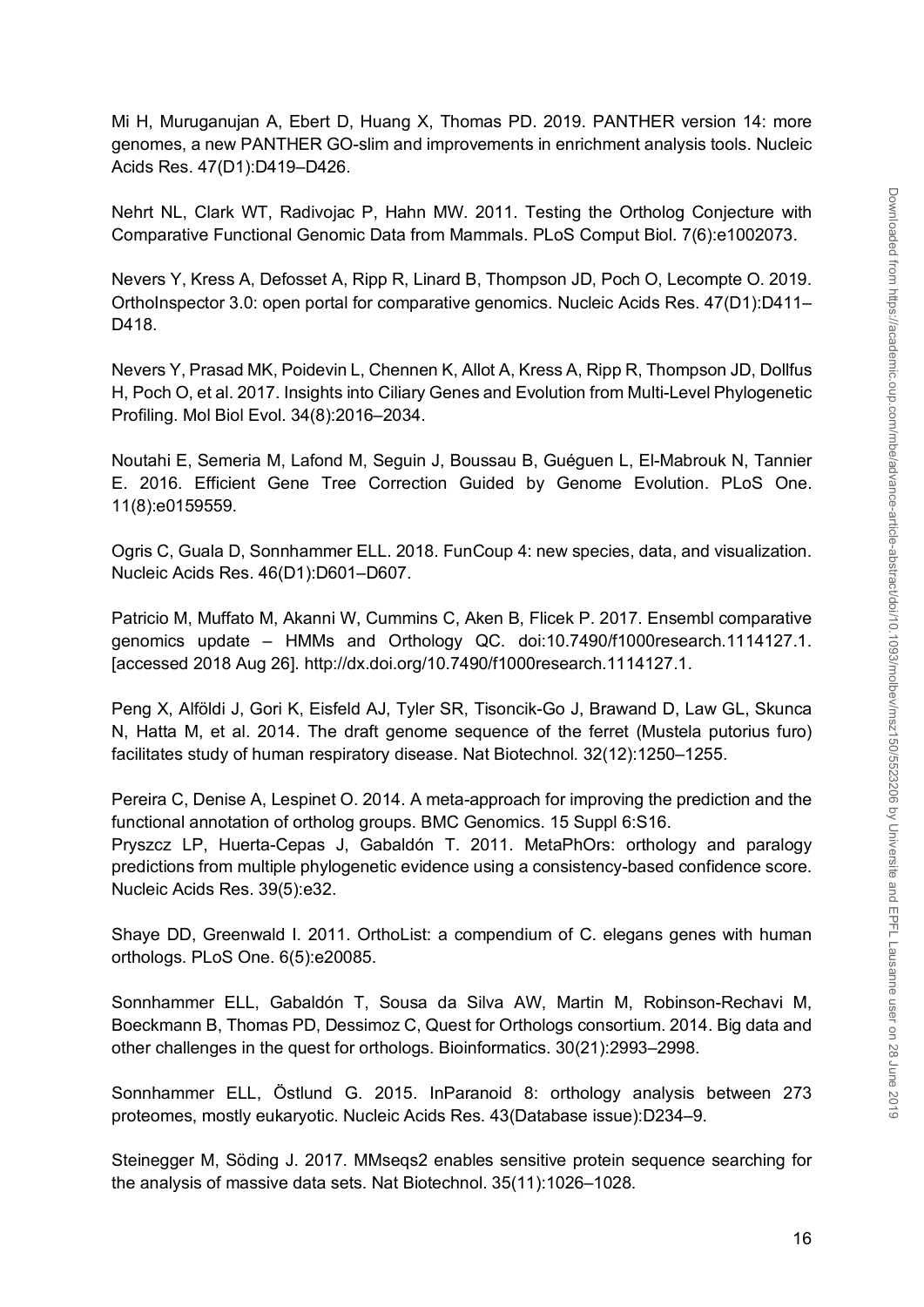Mi H, Muruganujan A, Ebert D, Huang X, Thomas PD. 2019. PANTHER version 14: more genomes, a new PANTHER GO-slim and improvements in enrichment analysis tools. Nucleic Acids Res. 47(D1):D419–D426.

Nehrt NL, Clark WT, Radivojac P, Hahn MW. 2011. Testing the Ortholog Conjecture with Comparative Functional Genomic Data from Mammals. PLoS Comput Biol. 7(6):e1002073.

Nevers Y, Kress A, Defosset A, Ripp R, Linard B, Thompson JD, Poch O, Lecompte O. 2019. OrthoInspector 3.0: open portal for comparative genomics. Nucleic Acids Res. 47(D1):D411–D418.

Nevers Y, Prasad MK, Poidevin L, Chennen K, Allot A, Kress A, Ripp R, Thompson JD, Dollfus H, Poch O, et al. 2017. Insights into Ciliary Genes and Evolution from Multi-Level Phylogenetic Profiling. Mol Biol Evol. 34(8):2016–2034.

Noutahi E, Semeria M, Lafond M, Seguin J, Boussau B, Guéguen L, El-Mabrouk N, Tannier E. 2016. Efficient Gene Tree Correction Guided by Genome Evolution. PLoS One. 11(8):e0159559.

Ogris C, Guala D, Sonnhammer ELL. 2018. FunCoup 4: new species, data, and visualization. Nucleic Acids Res. 46(D1):D601–D607.

Patricio M, Muffato M, Akanni W, Cummins C, Aken B, Flicek P. 2017. Ensembl comparative genomics update – HMMs and Orthology QC. doi:10.7490/f1000research.1114127.1. [accessed 2018 Aug 26]. http://dx.doi.org/10.7490/f1000research.1114127.1.

Peng X, Alföldi J, Gori K, Eisfeld AJ, Tyler SR, Tisoncik-Go J, Brawand D, Law GL, Skunca N, Hatta M, et al. 2014. The draft genome sequence of the ferret (Mustela putorius furo) facilitates study of human respiratory disease. Nat Biotechnol. 32(12):1250–1255.

Pereira C, Denise A, Lespinet O. 2014. A meta-approach for improving the prediction and the functional annotation of ortholog groups. BMC Genomics. 15 Suppl 6:S16.

Pryszcz LP, Huerta-Cepas J, Gabaldón T. 2011. MetaPhOrs: orthology and paralogy predictions from multiple phylogenetic evidence using a consistency-based confidence score. Nucleic Acids Res. 39(5):e32.

Shaye DD, Greenwald I. 2011. OrthoList: a compendium of C. elegans genes with human orthologs. PLoS One. 6(5):e20085.

Sonnhammer ELL, Gabaldón T, Sousa da Silva AW, Martin M, Robinson-Rechavi M, Boeckmann B, Thomas PD, Dessimoz C, Quest for Orthologs consortium. 2014. Big data and other challenges in the quest for orthologs. Bioinformatics. 30(21):2993–2998.

Sonnhammer ELL, Östlund G. 2015. InParanoid 8: orthology analysis between 273 proteomes, mostly eukaryotic. Nucleic Acids Res. 43(Database issue):D234–9.

Steinegger M, Söding J. 2017. MMseqs2 enables sensitive protein sequence searching for the analysis of massive data sets. Nat Biotechnol. 35(11):1026–1028.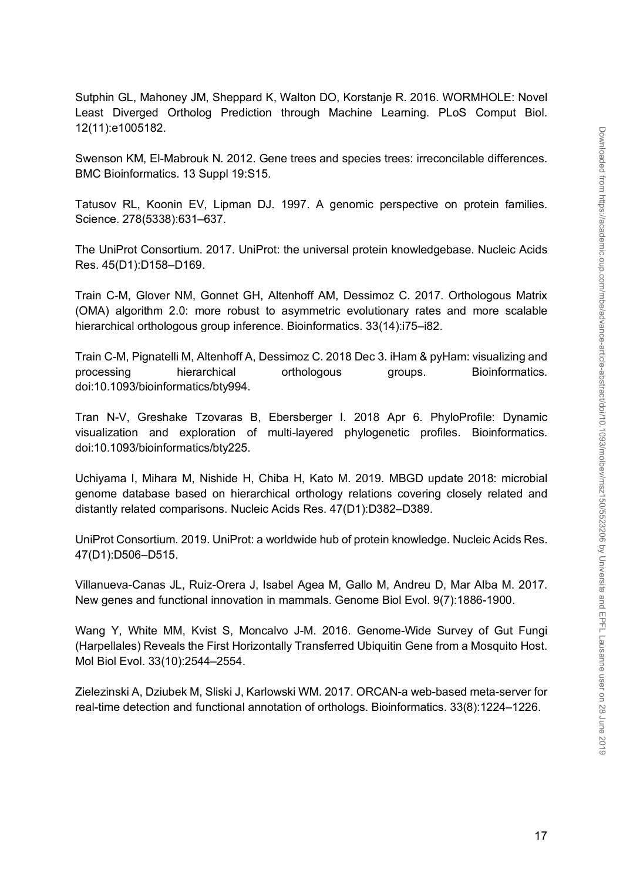Sutphin GL, Mahoney JM, Sheppard K, Walton DO, Korstanje R. 2016. WORMHOLE: Novel Least Diverged Ortholog Prediction through Machine Learning. PLoS Comput Biol. 12(11):e1005182.

Swenson KM, El-Mabrouk N. 2012. Gene trees and species trees: irreconcilable differences. BMC Bioinformatics. 13 Suppl 19:S15.

Tatusov RL, Koonin EV, Lipman DJ. 1997. A genomic perspective on protein families. Science. 278(5338):631–637.

The UniProt Consortium. 2017. UniProt: the universal protein knowledgebase. Nucleic Acids Res. 45(D1):D158–D169.

Train C-M, Glover NM, Gonnet GH, Altenhoff AM, Dessimoz C. 2017. Orthologous Matrix (OMA) algorithm 2.0: more robust to asymmetric evolutionary rates and more scalable hierarchical orthologous group inference. Bioinformatics. 33(14):i75–i82.

Train C-M, Pignatelli M, Altenhoff A, Dessimoz C. 2018 Dec 3. iHam & pyHam: visualizing and processing hierarchical orthologous groups. Bioinformatics. doi:10.1093/bioinformatics/bty994.

Tran N-V, Greshake Tzovaras B, Ebersberger I. 2018 Apr 6. PhyloProfile: Dynamic visualization and exploration of multi-layered phylogenetic profiles. Bioinformatics. doi:10.1093/bioinformatics/bty225.

Uchiyama I, Mihara M, Nishide H, Chiba H, Kato M. 2019. MBGD update 2018: microbial genome database based on hierarchical orthology relations covering closely related and distantly related comparisons. Nucleic Acids Res. 47(D1):D382–D389.

UniProt Consortium. 2019. UniProt: a worldwide hub of protein knowledge. Nucleic Acids Res. 47(D1):D506–D515.

Villanueva-Canas JL, Ruiz-Orera J, Isabel Agea M, Gallo M, Andreu D, Mar Alba M. 2017. New genes and functional innovation in mammals. Genome Biol Evol. 9(7):1886-1900.

Wang Y, White MM, Kvist S, Moncalvo J-M. 2016. Genome-Wide Survey of Gut Fungi (Harpellales) Reveals the First Horizontally Transferred Ubiquitin Gene from a Mosquito Host. Mol Biol Evol. 33(10):2544–2554.

Zielezinski A, Dziubek M, Sliski J, Karlowski WM. 2017. ORCAN-a web-based meta-server for real-time detection and functional annotation of orthologs. Bioinformatics. 33(8):1224–1226.